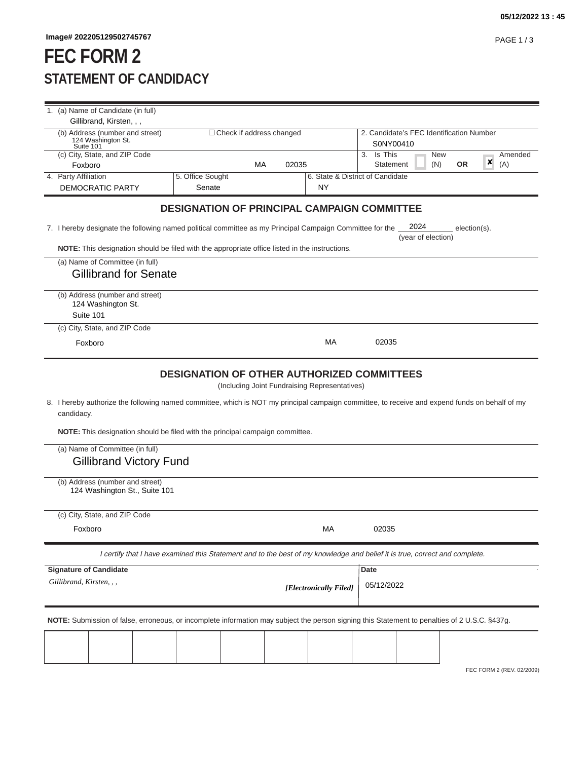05/12/2022 13 : 45

Image# 202205129502745767

# FEC FORM 2
## STATEMENT OF CANDIDACY

1. (a) Name of Candidate (in full)
   Gillibrand, Kirsten, , ,

   (b) Address (number and street)
   124 Washington St.
   Suite 101

   ☐ Check if address changed

   (c) City, State, and ZIP Code
   Foxboro MA 02035

2. Candidate's FEC Identification Number
   S0NY00410

3. Is This Statement ☐ New (N) OR ☒ Amended (A)

4. Party Affiliation
   DEMOCRATIC PARTY

5. Office Sought
   Senate

6. State & District of Candidate
   NY

### DESIGNATION OF PRINCIPAL CAMPAIGN COMMITTEE

7. I hereby designate the following named political committee as my Principal Campaign Committee for the 2024 (year of election) election(s).

**NOTE:** This designation should be filed with the appropriate office listed in the instructions.

(a) Name of Committee (in full)
Gillibrand for Senate

(b) Address (number and street)
124 Washington St.
Suite 101

(c) City, State, and ZIP Code
Foxboro MA 02035

### DESIGNATION OF OTHER AUTHORIZED COMMITTEES

(Including Joint Fundraising Representatives)

8. I hereby authorize the following named committee, which is NOT my principal campaign committee, to receive and expend funds on behalf of my candidacy.

**NOTE:** This designation should be filed with the principal campaign committee.

(a) Name of Committee (in full)
Gillibrand Victory Fund

(b) Address (number and street)
124 Washington St., Suite 101

(c) City, State, and ZIP Code
Foxboro MA 02035

*I certify that I have examined this Statement and to the best of my knowledge and belief it is true, correct and complete.*

**Signature of Candidate**
*Gillibrand, Kirsten, , ,* ***[Electronically Filed]***

**Date**
05/12/2022

**NOTE:** Submission of false, erroneous, or incomplete information may subject the person signing this Statement to penalties of 2 U.S.C. §437g.

FEC FORM 2 (REV. 02/2009)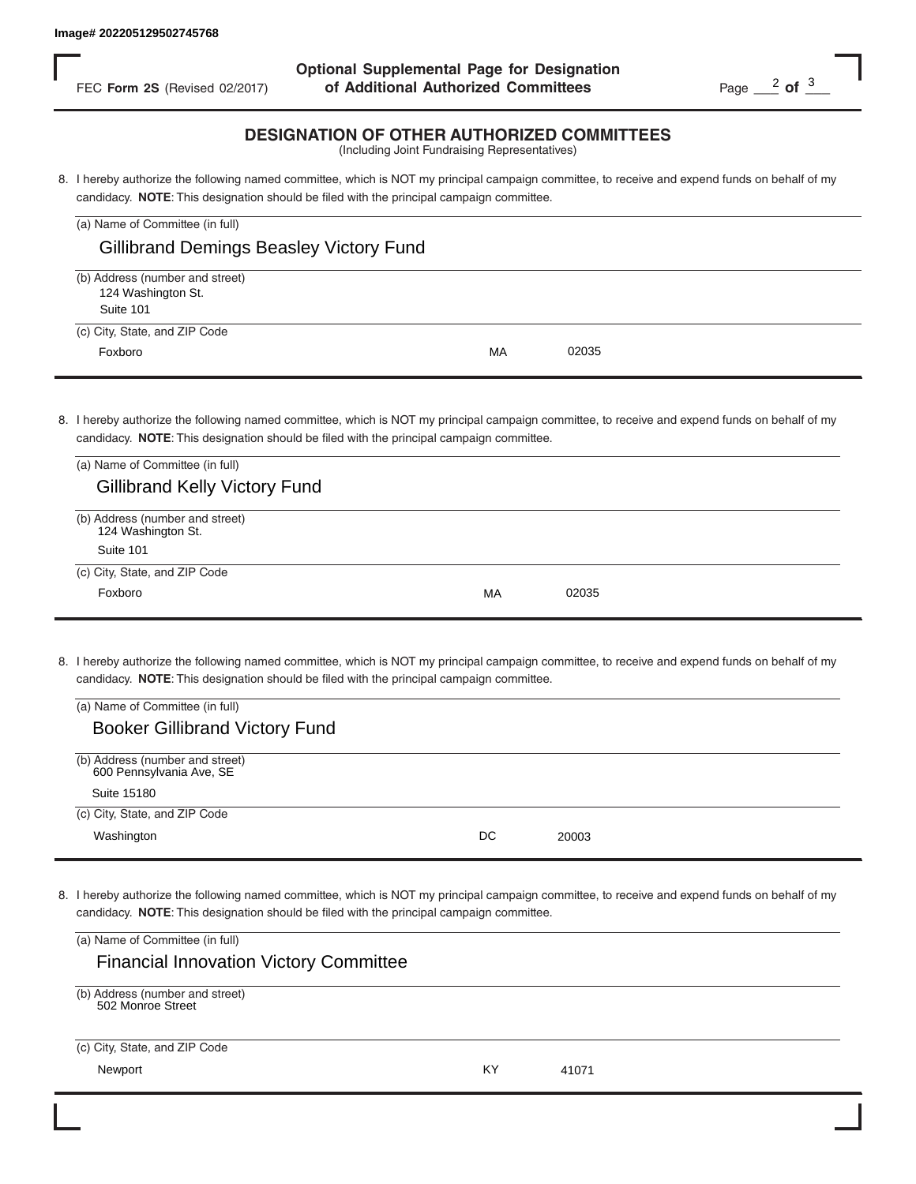Image# 202205129502745768

FEC **Form 2S** (Revised 02/2017)

**Optional Supplemental Page for Designation of Additional Authorized Committees**

## DESIGNATION OF OTHER AUTHORIZED COMMITTEES

(Including Joint Fundraising Representatives)

8. I hereby authorize the following named committee, which is NOT my principal campaign committee, to receive and expend funds on behalf of my candidacy. **NOTE**: This designation should be filed with the principal campaign committee.

(a) Name of Committee (in full)

Gillibrand Demings Beasley Victory Fund

(b) Address (number and street)

124 Washington St.
Suite 101

(c) City, State, and ZIP Code

Foxboro MA 02035

8. I hereby authorize the following named committee, which is NOT my principal campaign committee, to receive and expend funds on behalf of my candidacy. **NOTE**: This designation should be filed with the principal campaign committee.

(a) Name of Committee (in full)

Gillibrand Kelly Victory Fund

(b) Address (number and street)

124 Washington St.
Suite 101

(c) City, State, and ZIP Code

Foxboro MA 02035

8. I hereby authorize the following named committee, which is NOT my principal campaign committee, to receive and expend funds on behalf of my candidacy. **NOTE**: This designation should be filed with the principal campaign committee.

(a) Name of Committee (in full)

Booker Gillibrand Victory Fund

(b) Address (number and street)

600 Pennsylvania Ave, SE
Suite 15180

(c) City, State, and ZIP Code

Washington DC 20003

8. I hereby authorize the following named committee, which is NOT my principal campaign committee, to receive and expend funds on behalf of my candidacy. **NOTE**: This designation should be filed with the principal campaign committee.

(a) Name of Committee (in full)

Financial Innovation Victory Committee

(b) Address (number and street)

502 Monroe Street

(c) City, State, and ZIP Code

Newport KY 41071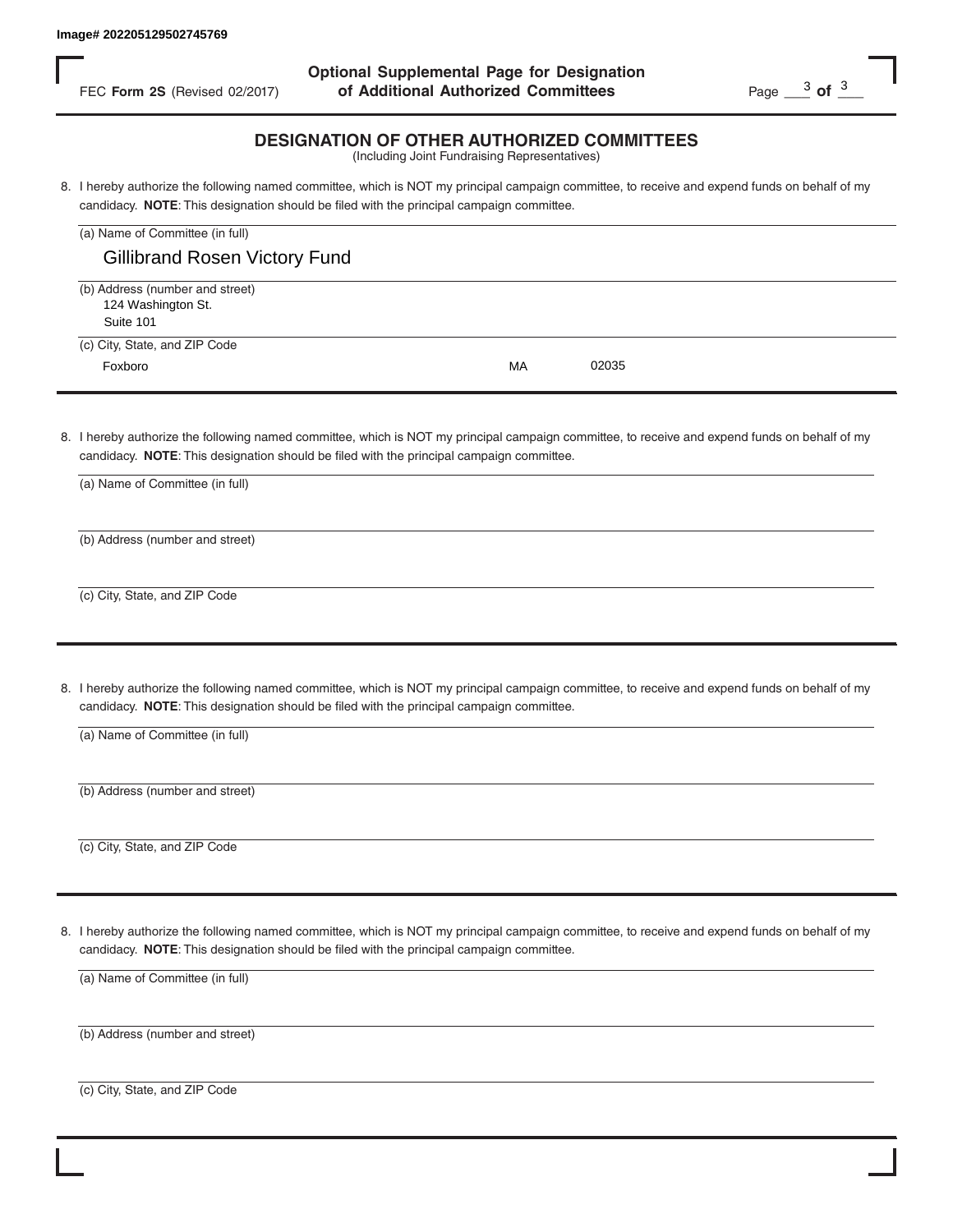Image# 202205129502745769

FEC **Form 2S** (Revised 02/2017)

**Optional Supplemental Page for Designation of Additional Authorized Committees**

## DESIGNATION OF OTHER AUTHORIZED COMMITTEES

(Including Joint Fundraising Representatives)

8. I hereby authorize the following named committee, which is NOT my principal campaign committee, to receive and expend funds on behalf of my candidacy. **NOTE**: This designation should be filed with the principal campaign committee.

(a) Name of Committee (in full)

Gillibrand Rosen Victory Fund

(b) Address (number and street)

124 Washington St.
Suite 101

(c) City, State, and ZIP Code

Foxboro MA 02035

---

8. I hereby authorize the following named committee, which is NOT my principal campaign committee, to receive and expend funds on behalf of my candidacy. **NOTE**: This designation should be filed with the principal campaign committee.

(a) Name of Committee (in full)

(b) Address (number and street)

(c) City, State, and ZIP Code

---

8. I hereby authorize the following named committee, which is NOT my principal campaign committee, to receive and expend funds on behalf of my candidacy. **NOTE**: This designation should be filed with the principal campaign committee.

(a) Name of Committee (in full)

(b) Address (number and street)

(c) City, State, and ZIP Code

---

8. I hereby authorize the following named committee, which is NOT my principal campaign committee, to receive and expend funds on behalf of my candidacy. **NOTE**: This designation should be filed with the principal campaign committee.

(a) Name of Committee (in full)

(b) Address (number and street)

(c) City, State, and ZIP Code